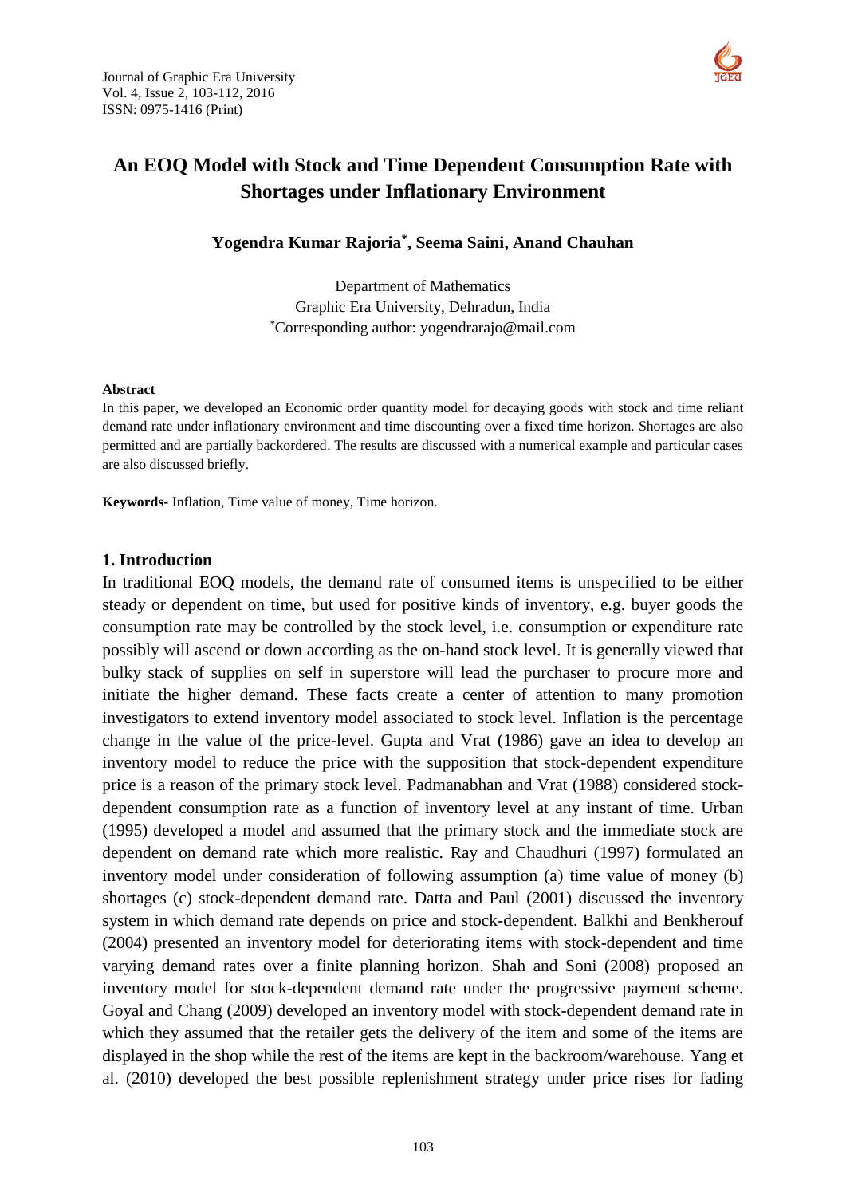# An EOQ Model with Stock and Time Dependent Consumption Rate with Shortages under Inflationary Environment

**Yogendra Kumar Rajoria[\*], Seema Saini, Anand Chauhan**

Department of Mathematics
Graphic Era University, Dehradun, India
[\*]Corresponding author: yogendrarajo@mail.com

**Abstract**

In this paper, we developed an Economic order quantity model for decaying goods with stock and time reliant demand rate under inflationary environment and time discounting over a fixed time horizon. Shortages are also permitted and are partially backordered. The results are discussed with a numerical example and particular cases are also discussed briefly.

**Keywords-** Inflation, Time value of money, Time horizon.

## 1. Introduction

In traditional EOQ models, the demand rate of consumed items is unspecified to be either steady or dependent on time, but used for positive kinds of inventory, e.g. buyer goods the consumption rate may be controlled by the stock level, i.e. consumption or expenditure rate possibly will ascend or down according as the on-hand stock level. It is generally viewed that bulky stack of supplies on self in superstore will lead the purchaser to procure more and initiate the higher demand. These facts create a center of attention to many promotion investigators to extend inventory model associated to stock level. Inflation is the percentage change in the value of the price-level. Gupta and Vrat (1986) gave an idea to develop an inventory model to reduce the price with the supposition that stock-dependent expenditure price is a reason of the primary stock level. Padmanabhan and Vrat (1988) considered stock-dependent consumption rate as a function of inventory level at any instant of time. Urban (1995) developed a model and assumed that the primary stock and the immediate stock are dependent on demand rate which more realistic. Ray and Chaudhuri (1997) formulated an inventory model under consideration of following assumption (a) time value of money (b) shortages (c) stock-dependent demand rate. Datta and Paul (2001) discussed the inventory system in which demand rate depends on price and stock-dependent. Balkhi and Benkherouf (2004) presented an inventory model for deteriorating items with stock-dependent and time varying demand rates over a finite planning horizon. Shah and Soni (2008) proposed an inventory model for stock-dependent demand rate under the progressive payment scheme. Goyal and Chang (2009) developed an inventory model with stock-dependent demand rate in which they assumed that the retailer gets the delivery of the item and some of the items are displayed in the shop while the rest of the items are kept in the backroom/warehouse. Yang et al. (2010) developed the best possible replenishment strategy under price rises for fading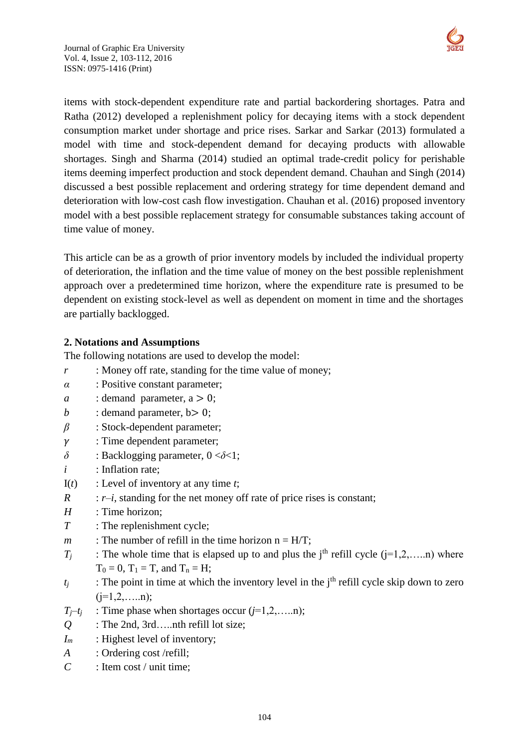items with stock-dependent expenditure rate and partial backordering shortages. Patra and Ratha (2012) developed a replenishment policy for decaying items with a stock dependent consumption market under shortage and price rises. Sarkar and Sarkar (2013) formulated a model with time and stock-dependent demand for decaying products with allowable shortages. Singh and Sharma (2014) studied an optimal trade-credit policy for perishable items deeming imperfect production and stock dependent demand. Chauhan and Singh (2014) discussed a best possible replacement and ordering strategy for time dependent demand and deterioration with low-cost cash flow investigation. Chauhan et al. (2016) proposed inventory model with a best possible replacement strategy for consumable substances taking account of time value of money.

This article can be as a growth of prior inventory models by included the individual property of deterioration, the inflation and the time value of money on the best possible replenishment approach over a predetermined time horizon, where the expenditure rate is presumed to be dependent on existing stock-level as well as dependent on moment in time and the shortages are partially backlogged.

## 2. Notations and Assumptions

The following notations are used to develop the model:

- $r$ : Money off rate, standing for the time value of money;
- $\alpha$ : Positive constant parameter;
- $a$ : demand parameter, $a > 0$;
- $b$ : demand parameter, $b > 0$;
- $\beta$ : Stock-dependent parameter;
- $\gamma$ : Time dependent parameter;
- $\delta$ : Backlogging parameter, $0 < \delta < 1$;
- $i$ : Inflation rate;
- $I(t)$ : Level of inventory at any time $t$;
- $R$ : $r - i$, standing for the net money off rate of price rises is constant;
- $H$ : Time horizon;
- $T$ : The replenishment cycle;
- $m$ : The number of refill in the time horizon $n = H/T$;
- $T_j$ : The whole time that is elapsed up to and plus the $j^{th}$ refill cycle ($j=1,2,\ldots..n$) where $T_0 = 0$, $T_1 = T$, and $T_n = H$;
- $t_j$ : The point in time at which the inventory level in the $j^{th}$ refill cycle skip down to zero ($j=1,2,\ldots..n$);
- $T_j - t_j$ : Time phase when shortages occur ($j=1,2,\ldots..n$);
- $Q$ : The 2nd, 3rd…..nth refill lot size;
- $I_m$ : Highest level of inventory;
- $A$ : Ordering cost /refill;
- $C$ : Item cost / unit time;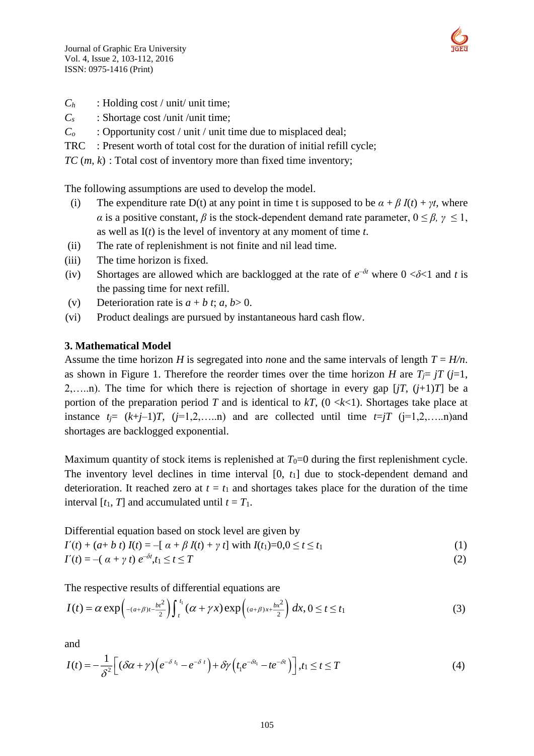$C_h$ : Holding cost / unit/ unit time;

$C_s$ : Shortage cost /unit /unit time;

$C_o$ : Opportunity cost / unit / unit time due to misplaced deal;

TRC : Present worth of total cost for the duration of initial refill cycle;

$TC(m, k)$ : Total cost of inventory more than fixed time inventory;

The following assumptions are used to develop the model.

(i) The expenditure rate D(t) at any point in time t is supposed to be $\alpha + \beta I(t) + \gamma t$, where $\alpha$ is a positive constant, $\beta$ is the stock-dependent demand rate parameter, $0 \leq \beta, \gamma \leq 1$, as well as $I(t)$ is the level of inventory at any moment of time $t$.

(ii) The rate of replenishment is not finite and nil lead time.

(iii) The time horizon is fixed.

(iv) Shortages are allowed which are backlogged at the rate of $e^{-\delta t}$ where $0 < \delta < 1$ and $t$ is the passing time for next refill.

(v) Deterioration rate is $a + bt$; $a, b > 0$.

(vi) Product dealings are pursued by instantaneous hard cash flow.

**3. Mathematical Model**

Assume the time horizon $H$ is segregated into $n$one and the same intervals of length $T = H/n$. as shown in Figure 1. Therefore the reorder times over the time horizon $H$ are $T_j = jT$ ($j$=1, 2,…..n). The time for which there is rejection of shortage in every gap $[jT, (j+1)T]$ be a portion of the preparation period $T$ and is identical to $kT$, $(0 < k < 1)$. Shortages take place at instance $t_j = (k+j-1)T$, ($j$=1,2,…..n) and are collected until time $t=jT$ (j=1,2,…..n)and shortages are backlogged exponential.

Maximum quantity of stock items is replenished at $T_0$=0 during the first replenishment cycle. The inventory level declines in time interval $[0, t_1]$ due to stock-dependent demand and deterioration. It reached zero at $t = t_1$ and shortages takes place for the duration of the time interval $[t_1, T]$ and accumulated until $t = T_1$.

Differential equation based on stock level are given by

$$I'(t) + (a + bt)\, I(t) = -[\alpha + \beta I(t) + \gamma t] \text{ with } I(t_1)=0, 0 \leq t \leq t_1 \tag{1}$$

$$I'(t) = -(\alpha + \gamma t)\, e^{-\delta t}, t_1 \leq t \leq T \tag{2}$$

The respective results of differential equations are

$$I(t) = \alpha \exp\left(-(a+\beta)t - \frac{bt^2}{2}\right) \int_t^{t_1} (\alpha + \gamma x) \exp\left((a+\beta)x + \frac{bx^2}{2}\right) dx, 0 \leq t \leq t_1 \tag{3}$$

and

$$I(t) = -\frac{1}{\delta^2}\left[(\delta\alpha + \gamma)\left(e^{-\delta t_1} - e^{-\delta t}\right) + \delta\gamma\left(t_1 e^{-\delta t_1} - t e^{-\delta t}\right)\right], t_1 \leq t \leq T \tag{4}$$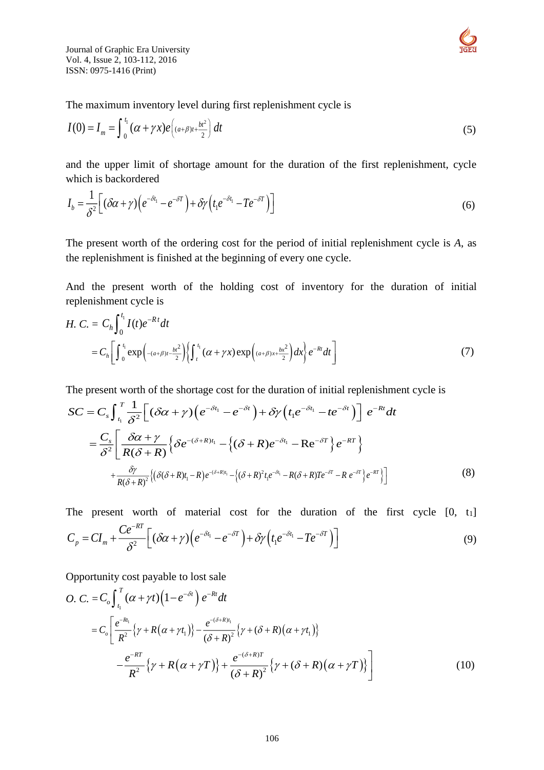The maximum inventory level during first replenishment cycle is

$$I(0) = I_m = \int_0^{t_1} (\alpha + \gamma x) e^{\left((a+\beta)t + \frac{bt^2}{2}\right)} dt \tag{5}$$

and the upper limit of shortage amount for the duration of the first replenishment, cycle which is backordered

$$I_b = \frac{1}{\delta^2}\left[(\delta\alpha + \gamma)\left(e^{-\delta t_1} - e^{-\delta T}\right) + \delta\gamma\left(t_1 e^{-\delta t_1} - T e^{-\delta T}\right)\right] \tag{6}$$

The present worth of the ordering cost for the period of initial replenishment cycle is *A*, as the replenishment is finished at the beginning of every one cycle.

And the present worth of the holding cost of inventory for the duration of initial replenishment cycle is

$$H.\ C. = C_h \int_0^{t_1} I(t) e^{-Rt} dt$$

$$= C_h \left[\int_0^{t_1} \exp\left(-(a+\beta)t - \frac{bt^2}{2}\right)\left\{\int_t^{t_1} (\alpha + \gamma x) \exp\left((a+\beta)x + \frac{bx^2}{2}\right) dx\right\} e^{-Rt} dt\right] \tag{7}$$

The present worth of the shortage cost for the duration of initial replenishment cycle is

$$SC = C_s \int_{t_1}^{T} \frac{1}{\delta^2}\left[(\delta\alpha + \gamma)\left(e^{-\delta t_1} - e^{-\delta t}\right) + \delta\gamma\left(t_1 e^{-\delta t_1} - t e^{-\delta t}\right)\right] e^{-Rt} dt$$

$$= \frac{C_s}{\delta^2}\left[\frac{\delta\alpha + \gamma}{R(\delta + R)}\left\{\delta e^{-(\delta+R)t_1} - \left\{(\delta + R)e^{-\delta t_1} - \mathrm{R}e^{-\delta T}\right\} e^{-RT}\right\}\right.$$

$$\left. + \frac{\delta\gamma}{R(\delta+R)^2}\left\{\left(\delta(\delta+R)t_1 - R\right)e^{-(\delta+R)t_1} - \left\{(\delta+R)^2 t_1 e^{-\delta t_1} - R(\delta+R)Te^{-\delta T} - R\, e^{-\delta T}\right\} e^{-RT}\right\}\right] \tag{8}$$

The present worth of material cost for the duration of the first cycle $[0,\ t_1]$

$$C_p = CI_m + \frac{Ce^{-RT}}{\delta^2}\left[(\delta\alpha + \gamma)\left(e^{-\delta t_1} - e^{-\delta T}\right) + \delta\gamma\left(t_1 e^{-\delta t_1} - T e^{-\delta T}\right)\right] \tag{9}$$

Opportunity cost payable to lost sale

$$O.\ C. = C_o \int_{t_1}^{T} (\alpha + \gamma t)\left(1 - e^{-\delta t}\right) e^{-Rt} dt$$

$$= C_o \left[\frac{e^{-Rt_1}}{R^2}\left\{\gamma + R\left(\alpha + \gamma t_1\right)\right\} - \frac{e^{-(\delta+R)t_1}}{(\delta+R)^2}\left\{\gamma + (\delta+R)\left(\alpha + \gamma t_1\right)\right\}\right.$$

$$\left. - \frac{e^{-RT}}{R^2}\left\{\gamma + R\left(\alpha + \gamma T\right)\right\} + \frac{e^{-(\delta+R)T}}{(\delta+R)^2}\left\{\gamma + (\delta+R)\left(\alpha + \gamma T\right)\right\}\right] \tag{10}$$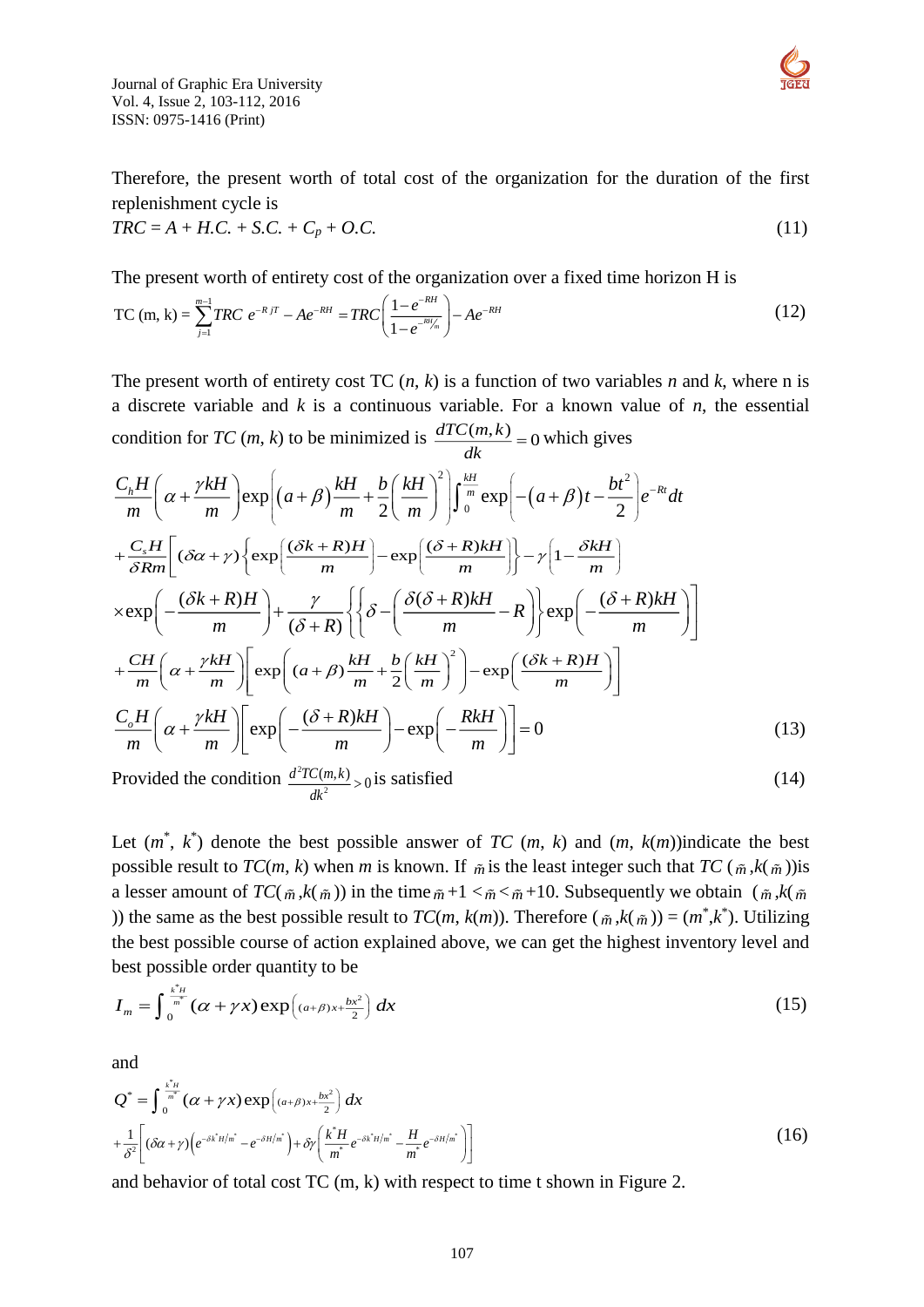Therefore, the present worth of total cost of the organization for the duration of the first replenishment cycle is

$$TRC = A + H.C. + S.C. + C_p + O.C. \tag{11}$$

The present worth of entirety cost of the organization over a fixed time horizon H is

$$\text{TC (m, k)} = \sum_{j=1}^{m-1} TRC\ e^{-RjT} - Ae^{-RH} = TRC\left(\frac{1-e^{-RH}}{1-e^{-RH/m}}\right) - Ae^{-RH} \tag{12}$$

The present worth of entirety cost TC ($n$, $k$) is a function of two variables $n$ and $k$, where n is a discrete variable and $k$ is a continuous variable. For a known value of $n$, the essential condition for $TC$ ($m$, $k$) to be minimized is $\frac{dTC(m,k)}{dk} = 0$ which gives

$$\begin{aligned}
&\frac{C_h H}{m}\left(\alpha + \frac{\gamma kH}{m}\right)\exp\left((a+\beta)\frac{kH}{m} + \frac{b}{2}\left(\frac{kH}{m}\right)^2\right)\int_0^{\frac{kH}{m}} \exp\left(-(a+\beta)t - \frac{bt^2}{2}\right)e^{-Rt}dt \\
&+\frac{C_s H}{\delta Rm}\left[(\delta\alpha+\gamma)\left\{\exp\left(\frac{(\delta k+R)H}{m}\right) - \exp\left(\frac{(\delta+R)kH}{m}\right)\right\} - \gamma\left(1-\frac{\delta kH}{m}\right)\right. \\
&\left.\times\exp\left(-\frac{(\delta k+R)H}{m}\right) + \frac{\gamma}{(\delta+R)}\left\{\left\{\delta - \left(\frac{\delta(\delta+R)kH}{m} - R\right)\right\}\exp\left(-\frac{(\delta+R)kH}{m}\right)\right\}\right] \\
&+\frac{CH}{m}\left(\alpha + \frac{\gamma kH}{m}\right)\left[\exp\left((a+\beta)\frac{kH}{m} + \frac{b}{2}\left(\frac{kH}{m}\right)^2\right) - \exp\left(\frac{(\delta k+R)H}{m}\right)\right] \\
&\frac{C_o H}{m}\left(\alpha + \frac{\gamma kH}{m}\right)\left[\exp\left(-\frac{(\delta+R)kH}{m}\right) - \exp\left(-\frac{RkH}{m}\right)\right] = 0
\end{aligned} \tag{13}$$

Provided the condition $\frac{d^2TC(m,k)}{dk^2} > 0$ is satisfied (14)

Let ($m^*$, $k^*$) denote the best possible answer of $TC$ ($m$, $k$) and ($m$, $k(m)$)indicate the best possible result to $TC(m, k)$ when $m$ is known. If $\tilde{m}$ is the least integer such that $TC$ ($\tilde{m}$,$k(\tilde{m})$)is a lesser amount of $TC(\tilde{m}$,$k(\tilde{m}))$ in the time $\tilde{m}+1 < \tilde{m} < \tilde{m}+10$. Subsequently we obtain ($\tilde{m}$,$k(\tilde{m}$)) the same as the best possible result to $TC(m, k(m))$. Therefore ($\tilde{m}$,$k(\tilde{m})$) = ($m^*$,$k^*$). Utilizing the best possible course of action explained above, we can get the highest inventory level and best possible order quantity to be

$$I_m = \int_0^{\frac{k^*H}{m^*}} (\alpha+\gamma x)\exp\left((a+\beta)x + \frac{bx^2}{2}\right)dx \tag{15}$$

and

$$\begin{aligned}
Q^* &= \int_0^{\frac{k^*H}{m^*}} (\alpha+\gamma x)\exp\left((a+\beta)x + \frac{bx^2}{2}\right)dx \\
&+\frac{1}{\delta^2}\left[(\delta\alpha+\gamma)\left(e^{-\delta k^*H/m^*} - e^{-\delta H/m^*}\right) + \delta\gamma\left(\frac{k^*H}{m^*}e^{-\delta k^*H/m^*} - \frac{H}{m^*}e^{-\delta H/m^*}\right)\right]
\end{aligned} \tag{16}$$

and behavior of total cost TC (m, k) with respect to time t shown in Figure 2.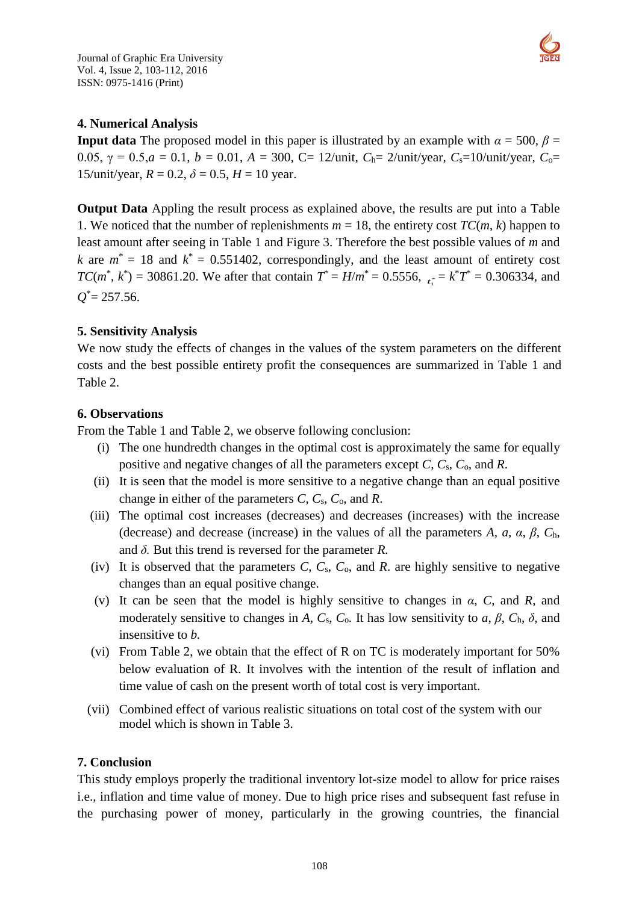## 4. Numerical Analysis

**Input data** The proposed model in this paper is illustrated by an example with $\alpha$ = 500, $\beta$ = 0.05, $\gamma$ = 0.5,$a$ = 0.1, $b$ = 0.01, $A$ = 300, C= 12/unit, $C_h$= 2/unit/year, $C_s$=10/unit/year, $C_o$= 15/unit/year, $R$ = 0.2, $\delta$ = 0.5, $H$ = 10 year.

**Output Data** Appling the result process as explained above, the results are put into a Table 1. We noticed that the number of replenishments $m$ = 18, the entirety cost $TC(m, k)$ happen to least amount after seeing in Table 1 and Figure 3. Therefore the best possible values of $m$ and $k$ are $m^*$ = 18 and $k^*$ = 0.551402, correspondingly, and the least amount of entirety cost $TC(m^*, k^*)$ = 30861.20. We after that contain $T^* = H/m^*$ = 0.5556, $t_1^* = k^*T^*$ = 0.306334, and $Q^*$= 257.56.

## 5. Sensitivity Analysis

We now study the effects of changes in the values of the system parameters on the different costs and the best possible entirety profit the consequences are summarized in Table 1 and Table 2.

## 6. Observations

From the Table 1 and Table 2, we observe following conclusion:

(i) The one hundredth changes in the optimal cost is approximately the same for equally positive and negative changes of all the parameters except $C$, $C_s$, $C_o$, and $R$.

(ii) It is seen that the model is more sensitive to a negative change than an equal positive change in either of the parameters $C$, $C_s$, $C_o$, and $R$.

(iii) The optimal cost increases (decreases) and decreases (increases) with the increase (decrease) and decrease (increase) in the values of all the parameters $A$, $a$, $\alpha$, $\beta$, $C_h$, and $\delta$. But this trend is reversed for the parameter $R$.

(iv) It is observed that the parameters $C$, $C_s$, $C_o$, and $R$. are highly sensitive to negative changes than an equal positive change.

(v) It can be seen that the model is highly sensitive to changes in $\alpha$, $C$, and $R$, and moderately sensitive to changes in $A$, $C_s$, $C_o$. It has low sensitivity to $a$, $\beta$, $C_h$, $\delta$, and insensitive to $b$.

(vi) From Table 2, we obtain that the effect of R on TC is moderately important for 50% below evaluation of R. It involves with the intention of the result of inflation and time value of cash on the present worth of total cost is very important.

(vii) Combined effect of various realistic situations on total cost of the system with our model which is shown in Table 3.

## 7. Conclusion

This study employs properly the traditional inventory lot-size model to allow for price raises i.e., inflation and time value of money. Due to high price rises and subsequent fast refuse in the purchasing power of money, particularly in the growing countries, the financial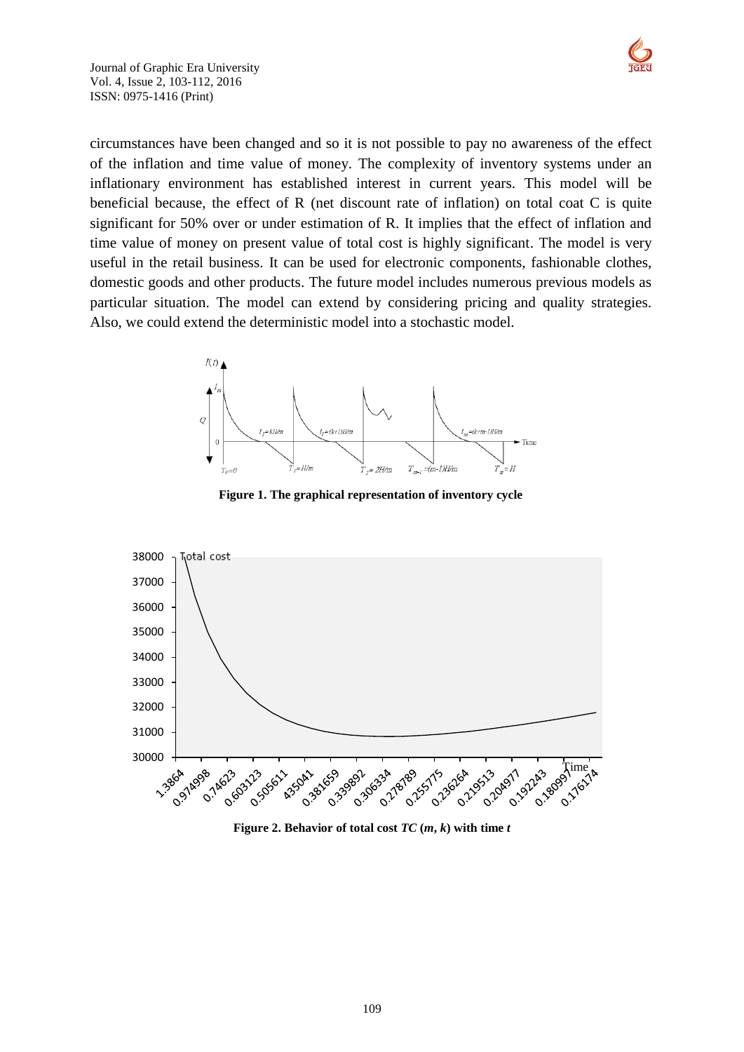circumstances have been changed and so it is not possible to pay no awareness of the effect of the inflation and time value of money. The complexity of inventory systems under an inflationary environment has established interest in current years. This model will be beneficial because, the effect of R (net discount rate of inflation) on total coat C is quite significant for 50% over or under estimation of R. It implies that the effect of inflation and time value of money on present value of total cost is highly significant. The model is very useful in the retail business. It can be used for electronic components, fashionable clothes, domestic goods and other products. The future model includes numerous previous models as particular situation. The model can extend by considering pricing and quality strategies. Also, we could extend the deterministic model into a stochastic model.

**Figure 1. The graphical representation of inventory cycle**

**Figure 2. Behavior of total cost *TC* (*m*, *k*) with time *t***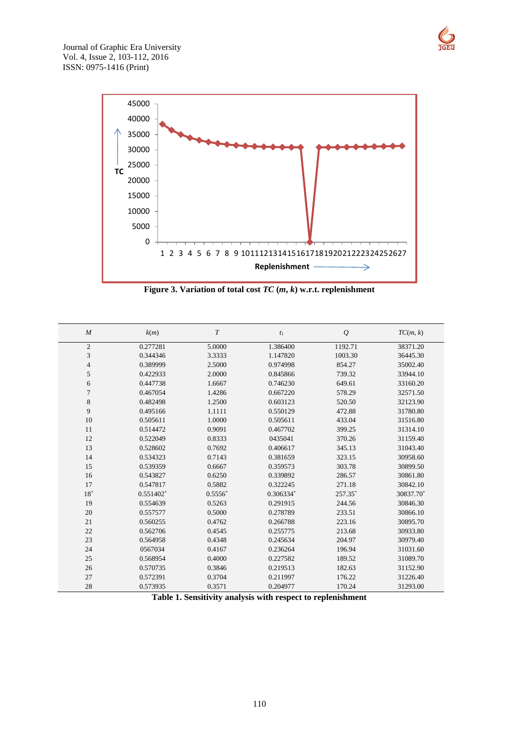Figure 3. Variation of total cost *TC* (*m*, *k*) w.r.t. replenishment

| *M* | *k*(*m*) | *T* | $t_1$ | *Q* | *TC*(*m, k*) |
|---|---|---|---|---|---|
| 2 | 0.277281 | 5.0000 | 1.386400 | 1192.71 | 38371.20 |
| 3 | 0.344346 | 3.3333 | 1.147820 | 1003.30 | 36445.30 |
| 4 | 0.389999 | 2.5000 | 0.974998 | 854.27 | 35002.40 |
| 5 | 0.422933 | 2.0000 | 0.845866 | 739.32 | 33944.10 |
| 6 | 0.447738 | 1.6667 | 0.746230 | 649.61 | 33160.20 |
| 7 | 0.467054 | 1.4286 | 0.667220 | 578.29 | 32571.50 |
| 8 | 0.482498 | 1.2500 | 0.603123 | 520.50 | 32123.90 |
| 9 | 0.495166 | 1.1111 | 0.550129 | 472.88 | 31780.80 |
| 10 | 0.505611 | 1.0000 | 0.505611 | 433.04 | 31516.80 |
| 11 | 0.514472 | 0.9091 | 0.467702 | 399.25 | 31314.10 |
| 12 | 0.522049 | 0.8333 | 0435041 | 370.26 | 31159.40 |
| 13 | 0.528602 | 0.7692 | 0.406617 | 345.13 | 31043.40 |
| 14 | 0.534323 | 0.7143 | 0.381659 | 323.15 | 30958.60 |
| 15 | 0.539359 | 0.6667 | 0.359573 | 303.78 | 30899.50 |
| 16 | 0.543827 | 0.6250 | 0.339892 | 286.57 | 30861.80 |
| 17 | 0.547817 | 0.5882 | 0.322245 | 271.18 | 30842.10 |
| 18* | 0.551402* | 0.5556* | 0.306334* | 257.35* | 30837.70* |
| 19 | 0.554639 | 0.5263 | 0.291915 | 244.56 | 30846.30 |
| 20 | 0.557577 | 0.5000 | 0.278789 | 233.51 | 30866.10 |
| 21 | 0.560255 | 0.4762 | 0.266788 | 223.16 | 30895.70 |
| 22 | 0.562706 | 0.4545 | 0.255775 | 213.68 | 30933.80 |
| 23 | 0.564958 | 0.4348 | 0.245634 | 204.97 | 30979.40 |
| 24 | 0567034 | 0.4167 | 0.236264 | 196.94 | 31031.60 |
| 25 | 0.568954 | 0.4000 | 0.227582 | 189.52 | 31089.70 |
| 26 | 0.570735 | 0.3846 | 0.219513 | 182.63 | 31152.90 |
| 27 | 0.572391 | 0.3704 | 0.211997 | 176.22 | 31226.40 |
| 28 | 0.573935 | 0.3571 | 0.204977 | 170.24 | 31293.00 |

**Table 1. Sensitivity analysis with respect to replenishment**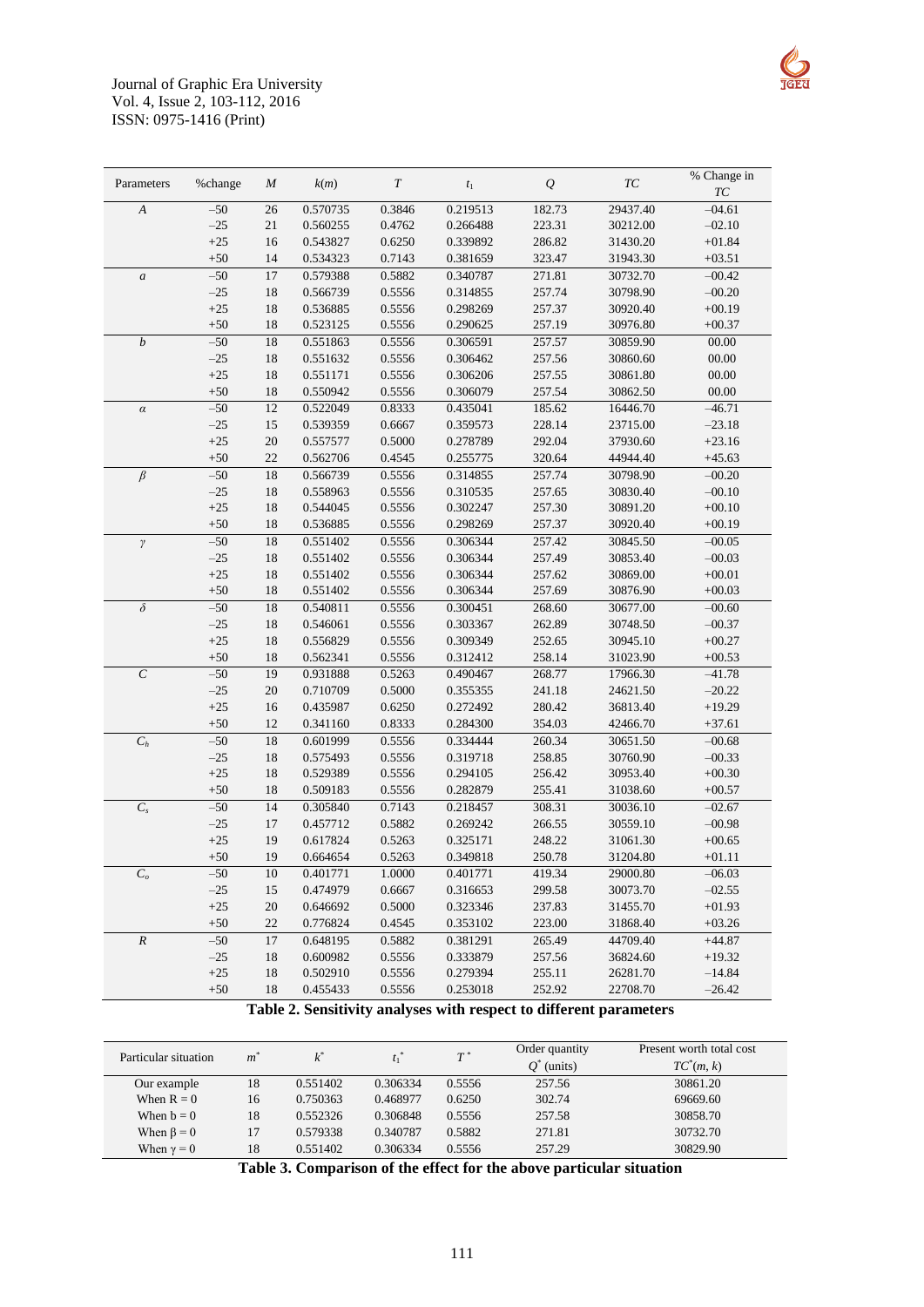| Parameters | %change | $M$ | $k(m)$ | $T$ | $t_1$ | $Q$ | $TC$ | % Change in $TC$ |
|---|---|---|---|---|---|---|---|---|
| $A$ | −50 | 26 | 0.570735 | 0.3846 | 0.219513 | 182.73 | 29437.40 | −04.61 |
| | −25 | 21 | 0.560255 | 0.4762 | 0.266488 | 223.31 | 30212.00 | −02.10 |
| | +25 | 16 | 0.543827 | 0.6250 | 0.339892 | 286.82 | 31430.20 | +01.84 |
| | +50 | 14 | 0.534323 | 0.7143 | 0.381659 | 323.47 | 31943.30 | +03.51 |
| $a$ | −50 | 17 | 0.579388 | 0.5882 | 0.340787 | 271.81 | 30732.70 | −00.42 |
| | −25 | 18 | 0.566739 | 0.5556 | 0.314855 | 257.74 | 30798.90 | −00.20 |
| | +25 | 18 | 0.536885 | 0.5556 | 0.298269 | 257.37 | 30920.40 | +00.19 |
| | +50 | 18 | 0.523125 | 0.5556 | 0.290625 | 257.19 | 30976.80 | +00.37 |
| $b$ | −50 | 18 | 0.551863 | 0.5556 | 0.306591 | 257.57 | 30859.90 | 00.00 |
| | −25 | 18 | 0.551632 | 0.5556 | 0.306462 | 257.56 | 30860.60 | 00.00 |
| | +25 | 18 | 0.551171 | 0.5556 | 0.306206 | 257.55 | 30861.80 | 00.00 |
| | +50 | 18 | 0.550942 | 0.5556 | 0.306079 | 257.54 | 30862.50 | 00.00 |
| $\alpha$ | −50 | 12 | 0.522049 | 0.8333 | 0.435041 | 185.62 | 16446.70 | −46.71 |
| | −25 | 15 | 0.539359 | 0.6667 | 0.359573 | 228.14 | 23715.00 | −23.18 |
| | +25 | 20 | 0.557577 | 0.5000 | 0.278789 | 292.04 | 37930.60 | +23.16 |
| | +50 | 22 | 0.562706 | 0.4545 | 0.255775 | 320.64 | 44944.40 | +45.63 |
| $\beta$ | −50 | 18 | 0.566739 | 0.5556 | 0.314855 | 257.74 | 30798.90 | −00.20 |
| | −25 | 18 | 0.558963 | 0.5556 | 0.310535 | 257.65 | 30830.40 | −00.10 |
| | +25 | 18 | 0.544045 | 0.5556 | 0.302247 | 257.30 | 30891.20 | +00.10 |
| | +50 | 18 | 0.536885 | 0.5556 | 0.298269 | 257.37 | 30920.40 | +00.19 |
| $\gamma$ | −50 | 18 | 0.551402 | 0.5556 | 0.306344 | 257.42 | 30845.50 | −00.05 |
| | −25 | 18 | 0.551402 | 0.5556 | 0.306344 | 257.49 | 30853.40 | −00.03 |
| | +25 | 18 | 0.551402 | 0.5556 | 0.306344 | 257.62 | 30869.00 | +00.01 |
| | +50 | 18 | 0.551402 | 0.5556 | 0.306344 | 257.69 | 30876.90 | +00.03 |
| $\delta$ | −50 | 18 | 0.540811 | 0.5556 | 0.300451 | 268.60 | 30677.00 | −00.60 |
| | −25 | 18 | 0.546061 | 0.5556 | 0.303367 | 262.89 | 30748.50 | −00.37 |
| | +25 | 18 | 0.556829 | 0.5556 | 0.309349 | 252.65 | 30945.10 | +00.27 |
| | +50 | 18 | 0.562341 | 0.5556 | 0.312412 | 258.14 | 31023.90 | +00.53 |
| $C$ | −50 | 19 | 0.931888 | 0.5263 | 0.490467 | 268.77 | 17966.30 | −41.78 |
| | −25 | 20 | 0.710709 | 0.5000 | 0.355355 | 241.18 | 24621.50 | −20.22 |
| | +25 | 16 | 0.435987 | 0.6250 | 0.272492 | 280.42 | 36813.40 | +19.29 |
| | +50 | 12 | 0.341160 | 0.8333 | 0.284300 | 354.03 | 42466.70 | +37.61 |
| $C_h$ | −50 | 18 | 0.601999 | 0.5556 | 0.334444 | 260.34 | 30651.50 | −00.68 |
| | −25 | 18 | 0.575493 | 0.5556 | 0.319718 | 258.85 | 30760.90 | −00.33 |
| | +25 | 18 | 0.529389 | 0.5556 | 0.294105 | 256.42 | 30953.40 | +00.30 |
| | +50 | 18 | 0.509183 | 0.5556 | 0.282879 | 255.41 | 31038.60 | +00.57 |
| $C_s$ | −50 | 14 | 0.305840 | 0.7143 | 0.218457 | 308.31 | 30036.10 | −02.67 |
| | −25 | 17 | 0.457712 | 0.5882 | 0.269242 | 266.55 | 30559.10 | −00.98 |
| | +25 | 19 | 0.617824 | 0.5263 | 0.325171 | 248.22 | 31061.30 | +00.65 |
| | +50 | 19 | 0.664654 | 0.5263 | 0.349818 | 250.78 | 31204.80 | +01.11 |
| $C_o$ | −50 | 10 | 0.401771 | 1.0000 | 0.401771 | 419.34 | 29000.80 | −06.03 |
| | −25 | 15 | 0.474979 | 0.6667 | 0.316653 | 299.58 | 30073.70 | −02.55 |
| | +25 | 20 | 0.646692 | 0.5000 | 0.323346 | 237.83 | 31455.70 | +01.93 |
| | +50 | 22 | 0.776824 | 0.4545 | 0.353102 | 223.00 | 31868.40 | +03.26 |
| $R$ | −50 | 17 | 0.648195 | 0.5882 | 0.381291 | 265.49 | 44709.40 | +44.87 |
| | −25 | 18 | 0.600982 | 0.5556 | 0.333879 | 257.56 | 36824.60 | +19.32 |
| | +25 | 18 | 0.502910 | 0.5556 | 0.279394 | 255.11 | 26281.70 | −14.84 |
| | +50 | 18 | 0.455433 | 0.5556 | 0.253018 | 252.92 | 22708.70 | −26.42 |

**Table 2. Sensitivity analyses with respect to different parameters**

| Particular situation | $m^*$ | $k^*$ | $t_1^*$ | $T^*$ | Order quantity $Q^*$ (units) | Present worth total cost $TC^*(m, k)$ |
|---|---|---|---|---|---|---|
| Our example | 18 | 0.551402 | 0.306334 | 0.5556 | 257.56 | 30861.20 |
| When R = 0 | 16 | 0.750363 | 0.468977 | 0.6250 | 302.74 | 69669.60 |
| When b = 0 | 18 | 0.552326 | 0.306848 | 0.5556 | 257.58 | 30858.70 |
| When β = 0 | 17 | 0.579338 | 0.340787 | 0.5882 | 271.81 | 30732.70 |
| When γ = 0 | 18 | 0.551402 | 0.306334 | 0.5556 | 257.29 | 30829.90 |

**Table 3. Comparison of the effect for the above particular situation**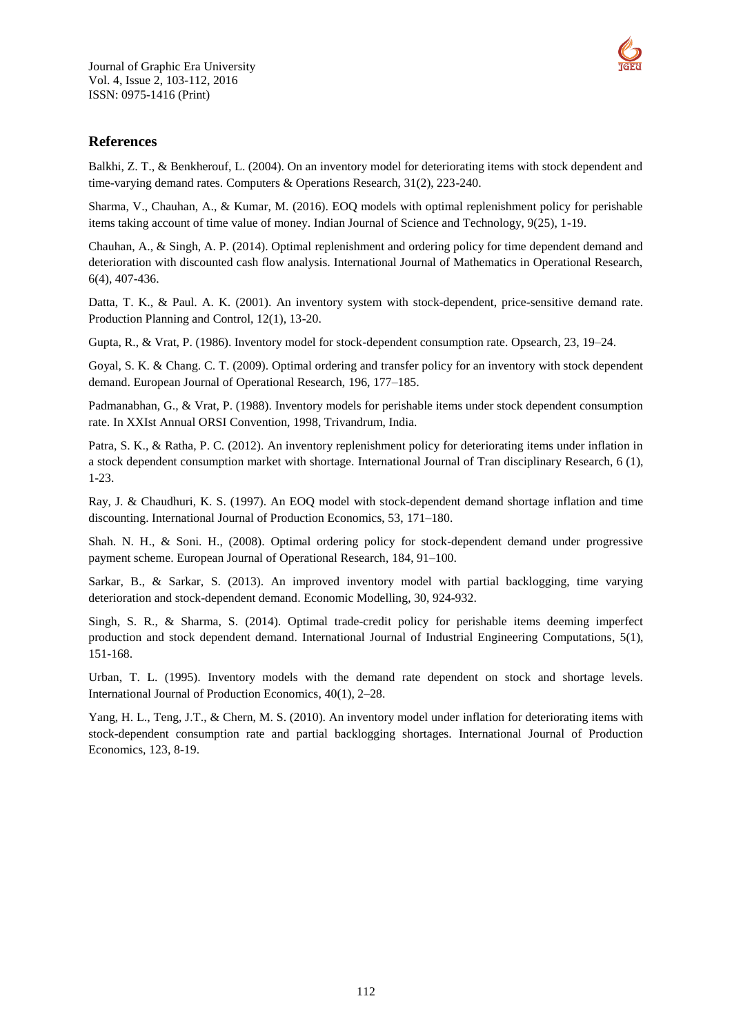## References

Balkhi, Z. T., & Benkherouf, L. (2004). On an inventory model for deteriorating items with stock dependent and time-varying demand rates. Computers & Operations Research, 31(2), 223-240.

Sharma, V., Chauhan, A., & Kumar, M. (2016). EOQ models with optimal replenishment policy for perishable items taking account of time value of money. Indian Journal of Science and Technology, 9(25), 1-19.

Chauhan, A., & Singh, A. P. (2014). Optimal replenishment and ordering policy for time dependent demand and deterioration with discounted cash flow analysis. International Journal of Mathematics in Operational Research, 6(4), 407-436.

Datta, T. K., & Paul. A. K. (2001). An inventory system with stock-dependent, price-sensitive demand rate. Production Planning and Control, 12(1), 13-20.

Gupta, R., & Vrat, P. (1986). Inventory model for stock-dependent consumption rate. Opsearch, 23, 19–24.

Goyal, S. K. & Chang. C. T. (2009). Optimal ordering and transfer policy for an inventory with stock dependent demand. European Journal of Operational Research, 196, 177–185.

Padmanabhan, G., & Vrat, P. (1988). Inventory models for perishable items under stock dependent consumption rate. In XXIst Annual ORSI Convention, 1998, Trivandrum, India.

Patra, S. K., & Ratha, P. C. (2012). An inventory replenishment policy for deteriorating items under inflation in a stock dependent consumption market with shortage. International Journal of Tran disciplinary Research, 6 (1), 1-23.

Ray, J. & Chaudhuri, K. S. (1997). An EOQ model with stock-dependent demand shortage inflation and time discounting. International Journal of Production Economics, 53, 171–180.

Shah. N. H., & Soni. H., (2008). Optimal ordering policy for stock-dependent demand under progressive payment scheme. European Journal of Operational Research, 184, 91–100.

Sarkar, B., & Sarkar, S. (2013). An improved inventory model with partial backlogging, time varying deterioration and stock-dependent demand. Economic Modelling, 30, 924-932.

Singh, S. R., & Sharma, S. (2014). Optimal trade-credit policy for perishable items deeming imperfect production and stock dependent demand. International Journal of Industrial Engineering Computations, 5(1), 151-168.

Urban, T. L. (1995). Inventory models with the demand rate dependent on stock and shortage levels. International Journal of Production Economics, 40(1), 2–28.

Yang, H. L., Teng, J.T., & Chern, M. S. (2010). An inventory model under inflation for deteriorating items with stock-dependent consumption rate and partial backlogging shortages. International Journal of Production Economics, 123, 8-19.